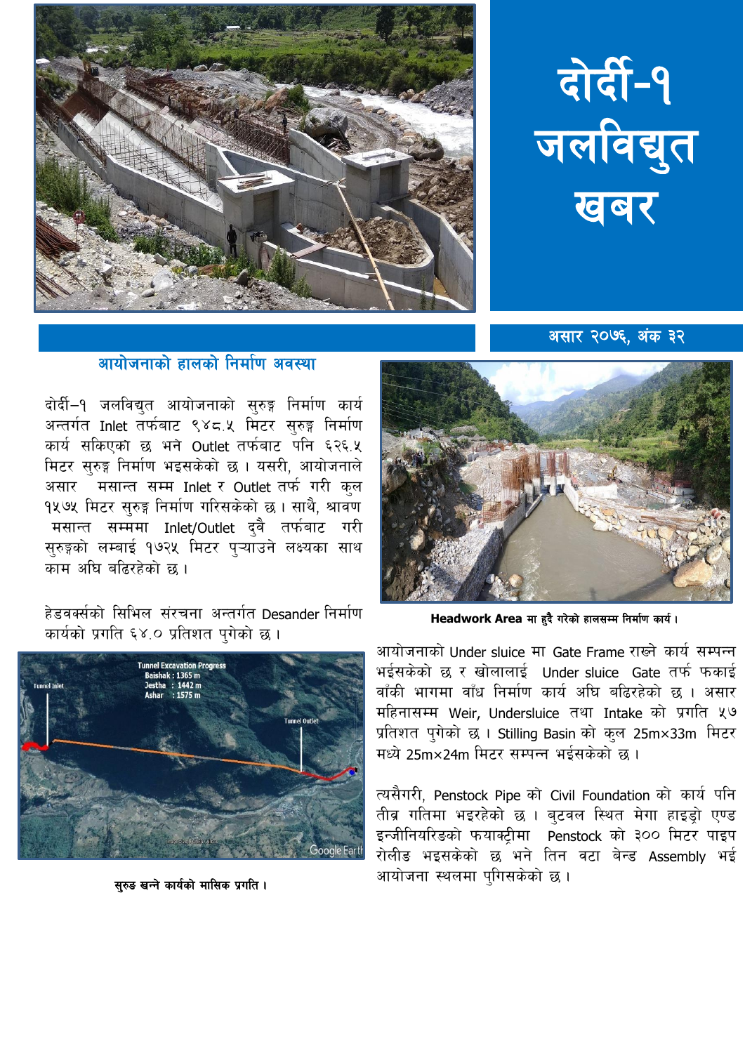# दोर्दी-१ जलविद्युत खबर

असार २०७६, अंक ३२

## आयोजनाको हालको निर्माण अवस्था

दोर्दी–१ जलविद्युत आयोजनाको सुरुङ्ग निर्माण कार्य अन्तर्गत Inlet तर्फबाट ९४८.५ मिटर सुरुङ्ग निर्माण कार्य सकिएको छ भने Outlet तर्फबाट पनि ६२६.५ मिटर सुरुङ्ग निर्माण भइसकेको छ । यसरी, आयोजनाले असार मसान्त सम्म Inlet र Outlet तर्फ गरी कुल १५७५ मिटर सुरुङ्ग निर्माण गरिसकेको छ। साथै, श्रावण मसान्त सम्ममा Inlet/Outlet दुवै तर्फबाट गरी सुरुङ्गको लम्बाई १७२५ मिटर पुऱ्याउने लक्ष्यका साथ काम अघि बढिरहेको छ।

हेडवर्क्सको सिभिल संरचना अन्तर्गत Desander निर्माण कार्यको प्रगति ६४.० प्रतिशत पुगेको छ।

Tunnel Excavation Progress
Baishak : 1365 m
Jestha : 1442 m
Ashar : 1575 m

Tunnel Inlet

Tunnel Outlet

सुरुङ खन्ने कार्यको मासिक प्रगति।

**Headwork Area मा हुदै गरेको हालसम्म निर्माण कार्य।**

आयोजनाको Under sluice मा Gate Frame राख्ने कार्य सम्पन्न भईसकेको छ र खोलालाई Under sluice Gate तर्फ फकाई बाँकी भागमा बाँध निर्माण कार्य अघि बढिरहेको छ । असार महिनासम्म Weir, Undersluice तथा Intake को प्रगति ५७ प्रतिशत पुगेको छ । Stilling Basin को कुल 25m×33m मिटर मध्ये 25m×24m मिटर सम्पन्न भईसकेको छ।

त्यसैगरी, Penstock Pipe को Civil Foundation को कार्य पनि तीव्र गतिमा भइरहेको छ । बुटवल स्थित मेगा हाइड्रो एण्ड इन्जीनियरिङको फयाक्ट्रीमा Penstock को ३०० मिटर पाइप रोलीङ भइसकेको छ भने तिन वटा बेन्ड Assembly भई आयोजना स्थलमा पुगिसकेको छ।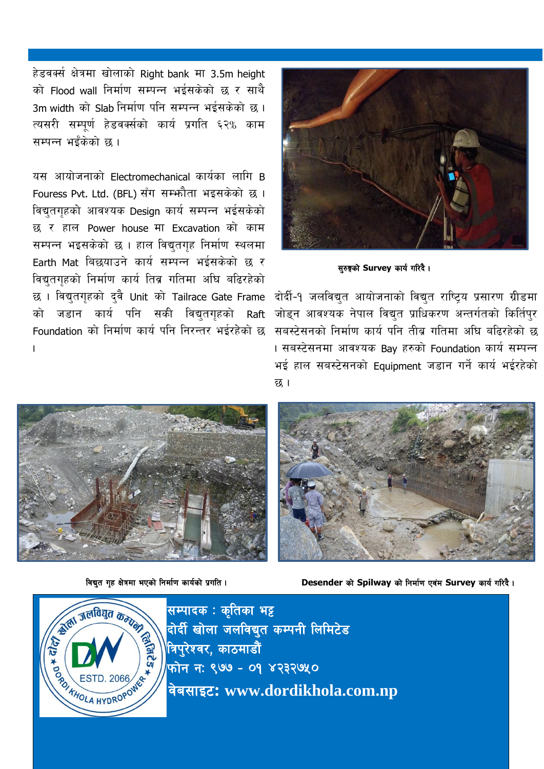हेडवर्क्स क्षेत्रमा खोलाको Right bank मा 3.5m height को Flood wall निर्माण सम्पन्न भईसकेको छ र साथै 3m width को Slab निर्माण पनि सम्पन्न भईसकेको छ । त्यसरी सम्पूर्ण हेडवर्क्सको कार्य प्रगति ६२% काम सम्पन्न भईकेको छ ।

यस आयोजनाको Electromechanical कार्यका लागि B Fouress Pvt. Ltd. (BFL) सँग सम्झौता भइसकेको छ । विद्युतगृहको आवश्यक Design कार्य सम्पन्न भईसकेको छ र हाल Power house मा Excavation को काम सम्पन्न भइसकेको छ । हाल विद्युतगृह निर्माण स्थलमा Earth Mat बिछयाउने कार्य सम्पन्न भईसकेको छ र विद्युतगृहको निर्माण कार्य तिव्र गतिमा अघि बढिरहेको छ । विद्युतगृहको दुवै Unit को Tailrace Gate Frame को जडान कार्य पनि सकी विद्युतगृहको Raft Foundation को निर्माण कार्य पनि निरन्तर भईरहेको छ ।

सुरुङ्गको Survey कार्य गरिदै ।

दोर्दी-१ जलविद्युत आयोजनाको विद्युत राष्ट्रिय प्रसारण ग्रीडमा जोड्न आवश्यक नेपाल विद्युत प्राधिकरण अन्तर्गतको किर्तिपुर सबस्टेसनको निर्माण कार्य पनि तीव्र गतिमा अघि बढिरहेको छ । सबस्टेसनमा आवश्यक Bay हरुको Foundation कार्य सम्पन्न भई हाल सबस्टेसनको Equipment जडान गर्ने कार्य भईरहेको छ ।

विद्युत गृह क्षेत्रमा भएको निर्माण कार्यको प्रगति ।

Desender को Spilway को निर्माण एवंम Survey कार्य गरिदै ।

सम्पादक : कृतिका भट्ट
दोर्दी खोला जलविद्युत कम्पनी लिमिटेड
त्रिपुरेश्वर, काठमाडौं
फोन नः ९७७ - ०१ ४२३२७५०
वेबसाइटः www.dordikhola.com.np